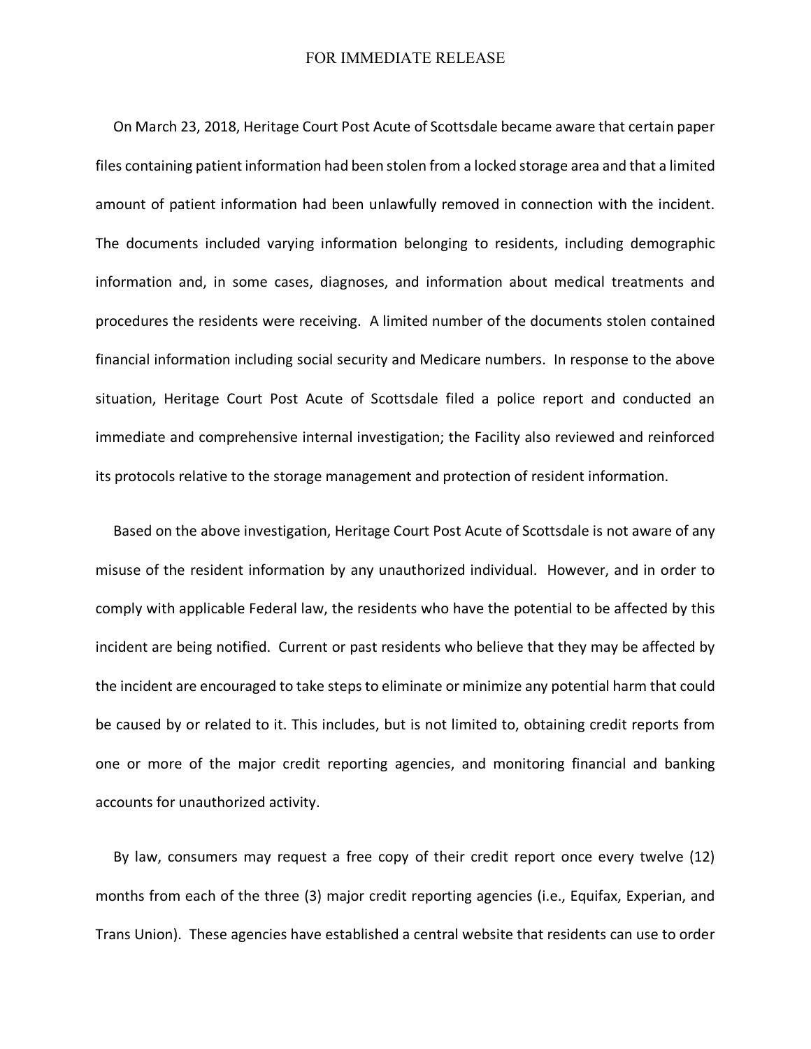FOR IMMEDIATE RELEASE

On March 23, 2018, Heritage Court Post Acute of Scottsdale became aware that certain paper files containing patient information had been stolen from a locked storage area and that a limited amount of patient information had been unlawfully removed in connection with the incident. The documents included varying information belonging to residents, including demographic information and, in some cases, diagnoses, and information about medical treatments and procedures the residents were receiving. A limited number of the documents stolen contained financial information including social security and Medicare numbers. In response to the above situation, Heritage Court Post Acute of Scottsdale filed a police report and conducted an immediate and comprehensive internal investigation; the Facility also reviewed and reinforced its protocols relative to the storage management and protection of resident information.

Based on the above investigation, Heritage Court Post Acute of Scottsdale is not aware of any misuse of the resident information by any unauthorized individual. However, and in order to comply with applicable Federal law, the residents who have the potential to be affected by this incident are being notified. Current or past residents who believe that they may be affected by the incident are encouraged to take steps to eliminate or minimize any potential harm that could be caused by or related to it. This includes, but is not limited to, obtaining credit reports from one or more of the major credit reporting agencies, and monitoring financial and banking accounts for unauthorized activity.

By law, consumers may request a free copy of their credit report once every twelve (12) months from each of the three (3) major credit reporting agencies (i.e., Equifax, Experian, and Trans Union). These agencies have established a central website that residents can use to order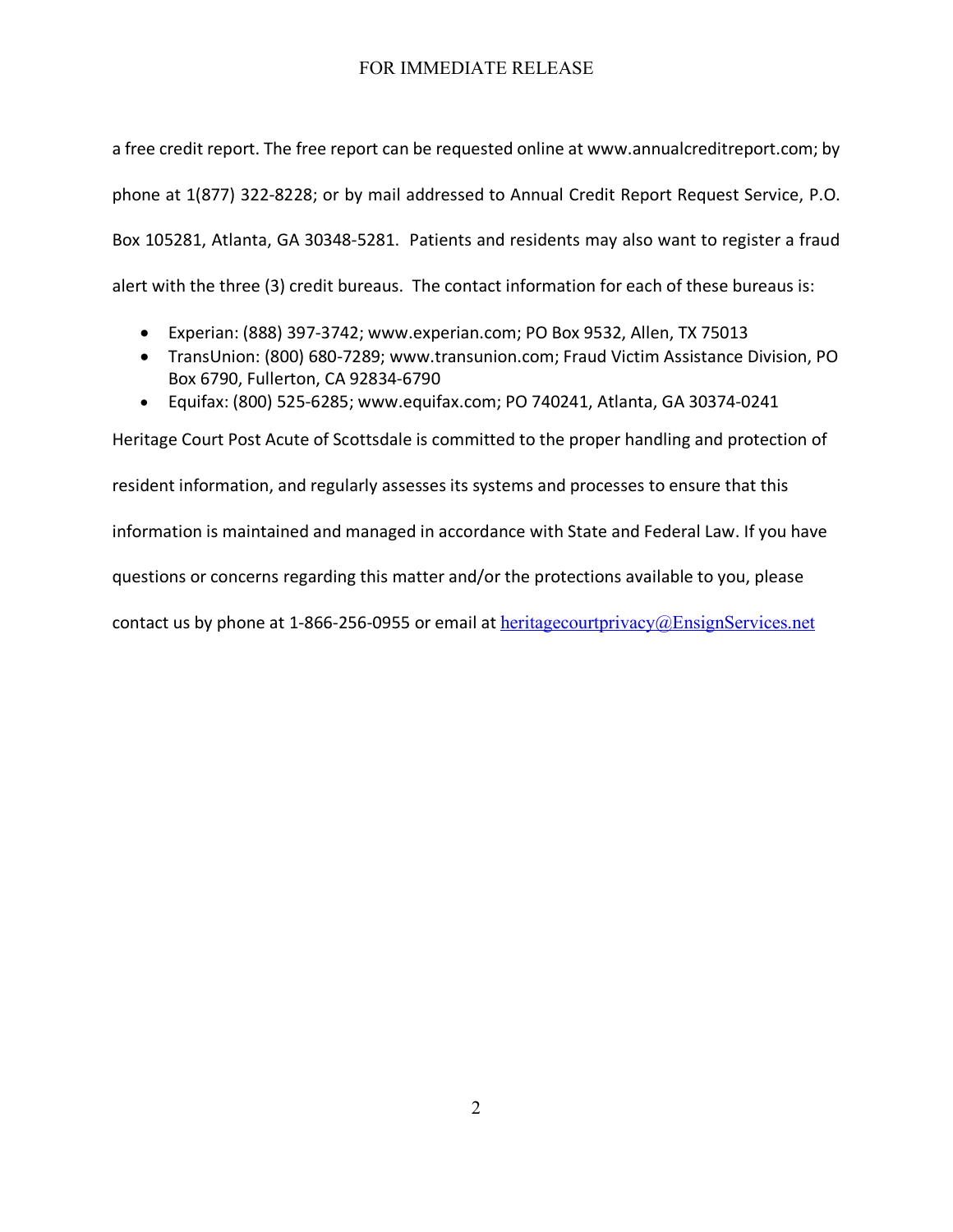a free credit report. The free report can be requested online at www.annualcreditreport.com; by phone at 1(877) 322-8228; or by mail addressed to Annual Credit Report Request Service, P.O. Box 105281, Atlanta, GA 30348-5281. Patients and residents may also want to register a fraud alert with the three (3) credit bureaus. The contact information for each of these bureaus is:

- Experian: (888) 397-3742; www.experian.com; PO Box 9532, Allen, TX 75013
- TransUnion: (800) 680-7289; www.transunion.com; Fraud Victim Assistance Division, PO Box 6790, Fullerton, CA 92834-6790
- Equifax: (800) 525-6285; www.equifax.com; PO 740241, Atlanta, GA 30374-0241

Heritage Court Post Acute of Scottsdale is committed to the proper handling and protection of resident information, and regularly assesses its systems and processes to ensure that this information is maintained and managed in accordance with State and Federal Law. If you have questions or concerns regarding this matter and/or the protections available to you, please contact us by phone at 1-866-256-0955 or email at heritagecourtprivacy@EnsignServices.net